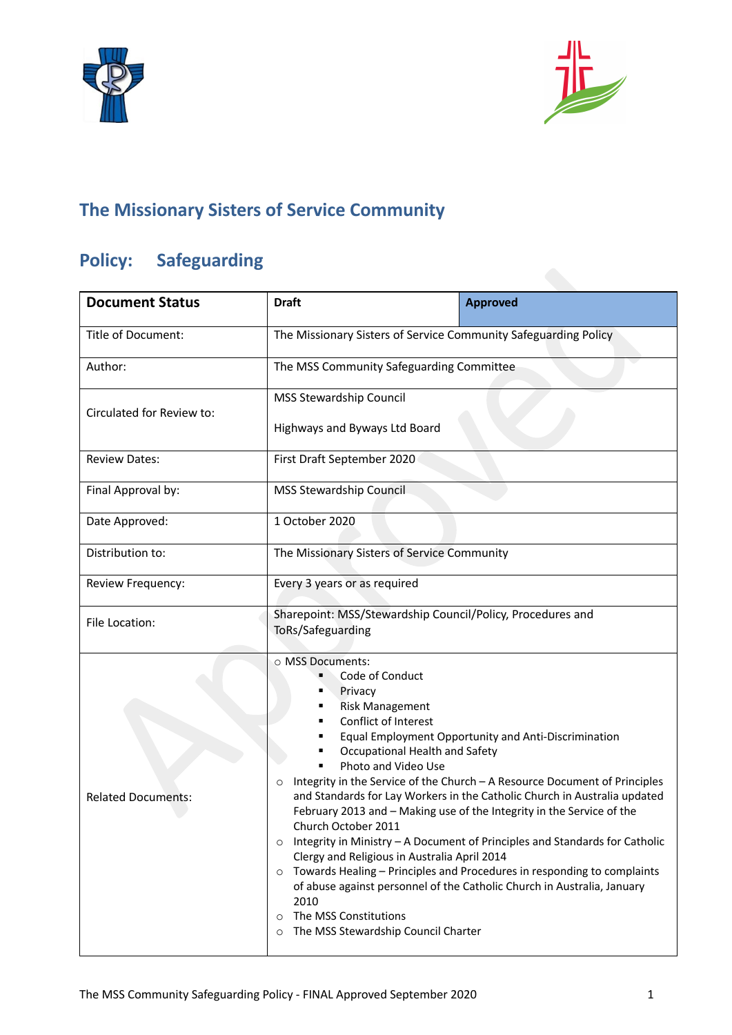## The Missionary Sisters of Service Community

## Policy: Safeguarding

| Document Status | Draft | Approved |
|---|---|---|
| Title of Document: | The Missionary Sisters of Service Community Safeguarding Policy | |
| Author: | The MSS Community Safeguarding Committee | |
| Circulated for Review to: | MSS Stewardship Council<br><br>Highways and Byways Ltd Board | |
| Review Dates: | First Draft September 2020 | |
| Final Approval by: | MSS Stewardship Council | |
| Date Approved: | 1 October 2020 | |
| Distribution to: | The Missionary Sisters of Service Community | |
| Review Frequency: | Every 3 years or as required | |
| File Location: | Sharepoint: MSS/Stewardship Council/Policy, Procedures and ToRs/Safeguarding | |
| Related Documents: | ○ MSS Documents:<br>▪ Code of Conduct<br>▪ Privacy<br>▪ Risk Management<br>▪ Conflict of Interest<br>▪ Equal Employment Opportunity and Anti-Discrimination<br>▪ Occupational Health and Safety<br>▪ Photo and Video Use<br>○ Integrity in the Service of the Church – A Resource Document of Principles and Standards for Lay Workers in the Catholic Church in Australia updated February 2013 and – Making use of the Integrity in the Service of the Church October 2011<br>○ Integrity in Ministry – A Document of Principles and Standards for Catholic Clergy and Religious in Australia April 2014<br>○ Towards Healing – Principles and Procedures in responding to complaints of abuse against personnel of the Catholic Church in Australia, January 2010<br>○ The MSS Constitutions<br>○ The MSS Stewardship Council Charter | |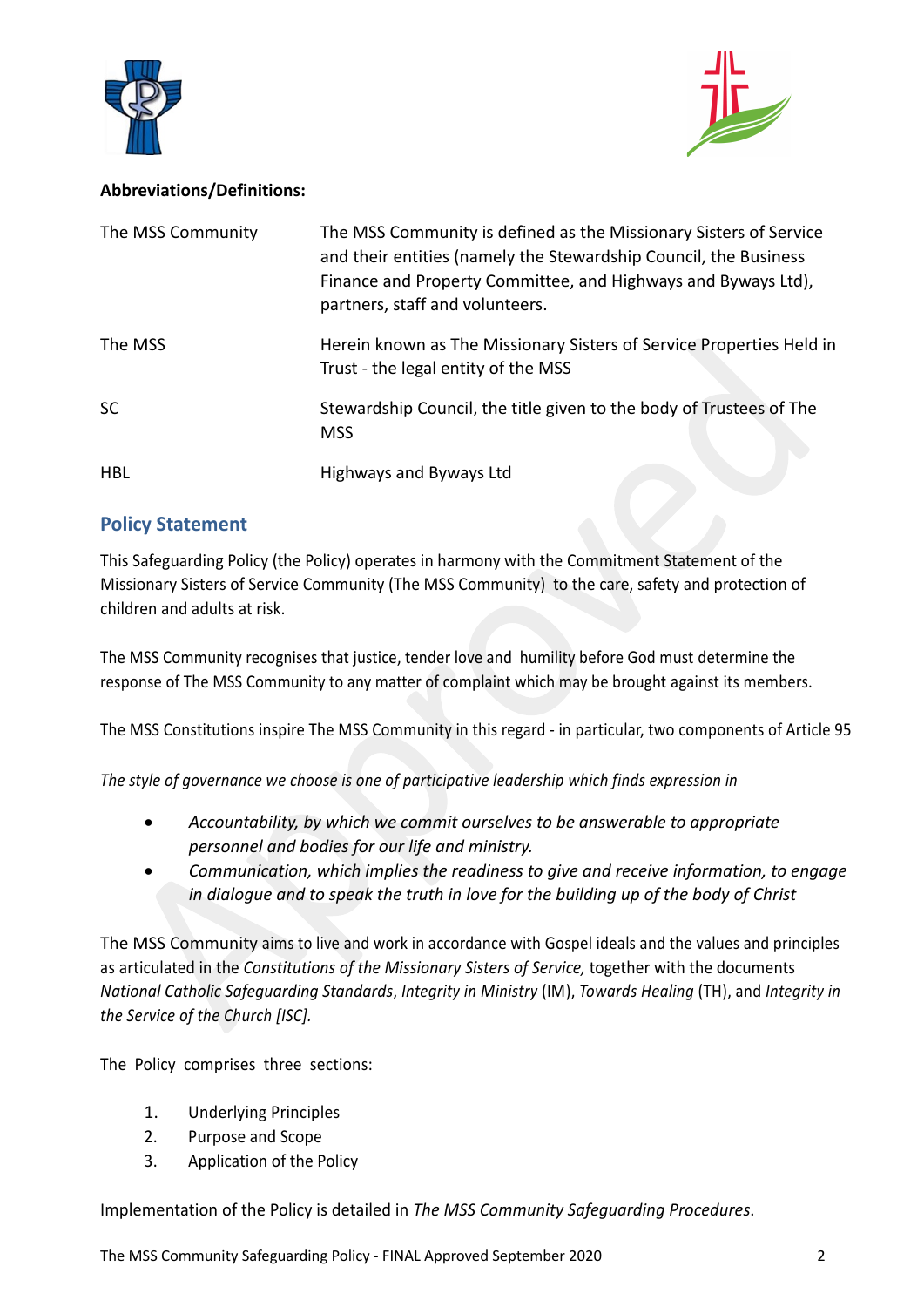**Abbreviations/Definitions:**

| | |
|---|---|
| The MSS Community | The MSS Community is defined as the Missionary Sisters of Service and their entities (namely the Stewardship Council, the Business Finance and Property Committee, and Highways and Byways Ltd), partners, staff and volunteers. |
| The MSS | Herein known as The Missionary Sisters of Service Properties Held in Trust - the legal entity of the MSS |
| SC | Stewardship Council, the title given to the body of Trustees of The MSS |
| HBL | Highways and Byways Ltd |

## Policy Statement

This Safeguarding Policy (the Policy) operates in harmony with the Commitment Statement of the Missionary Sisters of Service Community (The MSS Community) to the care, safety and protection of children and adults at risk.

The MSS Community recognises that justice, tender love and humility before God must determine the response of The MSS Community to any matter of complaint which may be brought against its members.

The MSS Constitutions inspire The MSS Community in this regard - in particular, two components of Article 95

*The style of governance we choose is one of participative leadership which finds expression in*

- *Accountability, by which we commit ourselves to be answerable to appropriate personnel and bodies for our life and ministry.*
- *Communication, which implies the readiness to give and receive information, to engage in dialogue and to speak the truth in love for the building up of the body of Christ*

The MSS Community aims to live and work in accordance with Gospel ideals and the values and principles as articulated in the *Constitutions of the Missionary Sisters of Service,* together with the documents *National Catholic Safeguarding Standards*, *Integrity in Ministry* (IM), *Towards Healing* (TH), and *Integrity in the Service of the Church [ISC].*

The Policy comprises three sections:

1. Underlying Principles
2. Purpose and Scope
3. Application of the Policy

Implementation of the Policy is detailed in *The MSS Community Safeguarding Procedures.*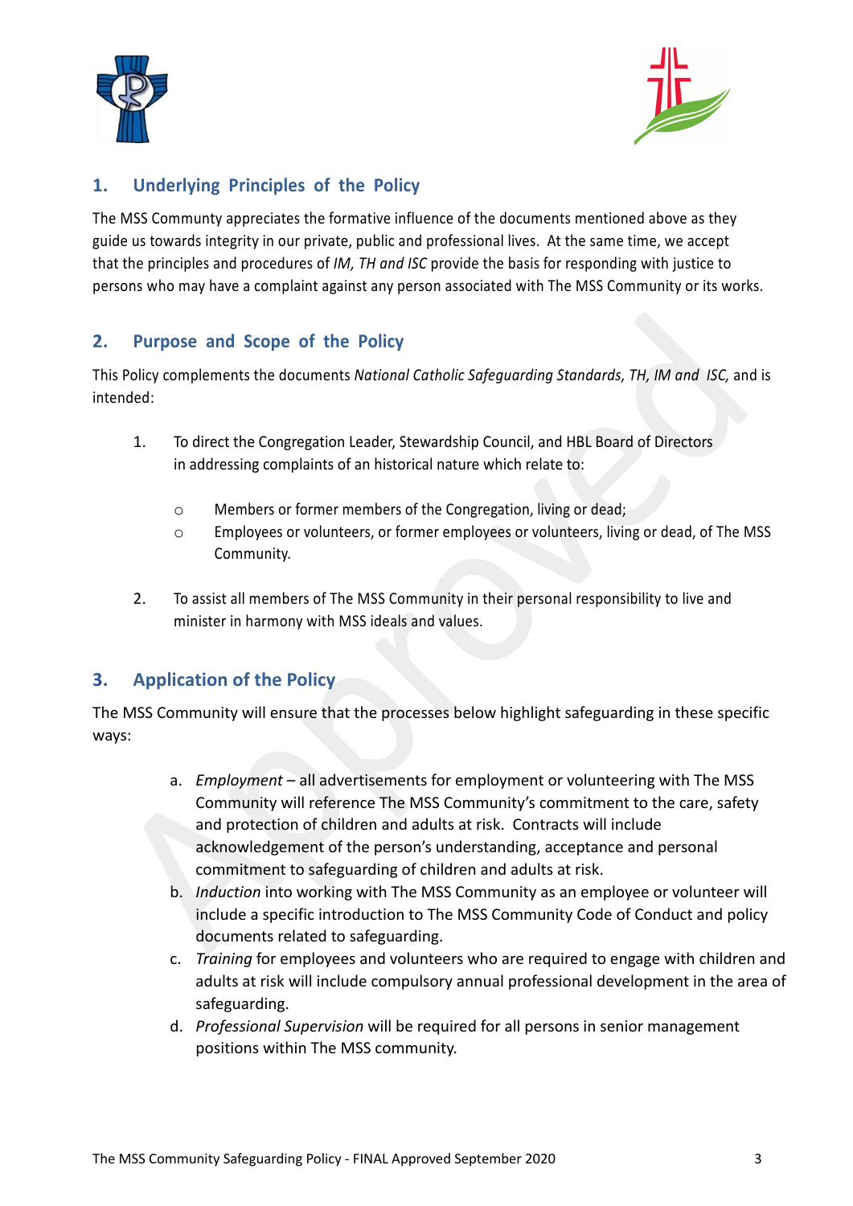## 1. Underlying Principles of the Policy

The MSS Community appreciates the formative influence of the documents mentioned above as they guide us towards integrity in our private, public and professional lives. At the same time, we accept that the principles and procedures of *IM, TH and ISC* provide the basis for responding with justice to persons who may have a complaint against any person associated with The MSS Community or its works.

## 2. Purpose and Scope of the Policy

This Policy complements the documents *National Catholic Safeguarding Standards, TH, IM and ISC,* and is intended:

1. To direct the Congregation Leader, Stewardship Council, and HBL Board of Directors in addressing complaints of an historical nature which relate to:
   - Members or former members of the Congregation, living or dead;
   - Employees or volunteers, or former employees or volunteers, living or dead, of The MSS Community.
2. To assist all members of The MSS Community in their personal responsibility to live and minister in harmony with MSS ideals and values.

## 3. Application of the Policy

The MSS Community will ensure that the processes below highlight safeguarding in these specific ways:

a. *Employment* – all advertisements for employment or volunteering with The MSS Community will reference The MSS Community's commitment to the care, safety and protection of children and adults at risk. Contracts will include acknowledgement of the person's understanding, acceptance and personal commitment to safeguarding of children and adults at risk.

b. *Induction* into working with The MSS Community as an employee or volunteer will include a specific introduction to The MSS Community Code of Conduct and policy documents related to safeguarding.

c. *Training* for employees and volunteers who are required to engage with children and adults at risk will include compulsory annual professional development in the area of safeguarding.

d. *Professional Supervision* will be required for all persons in senior management positions within The MSS community.